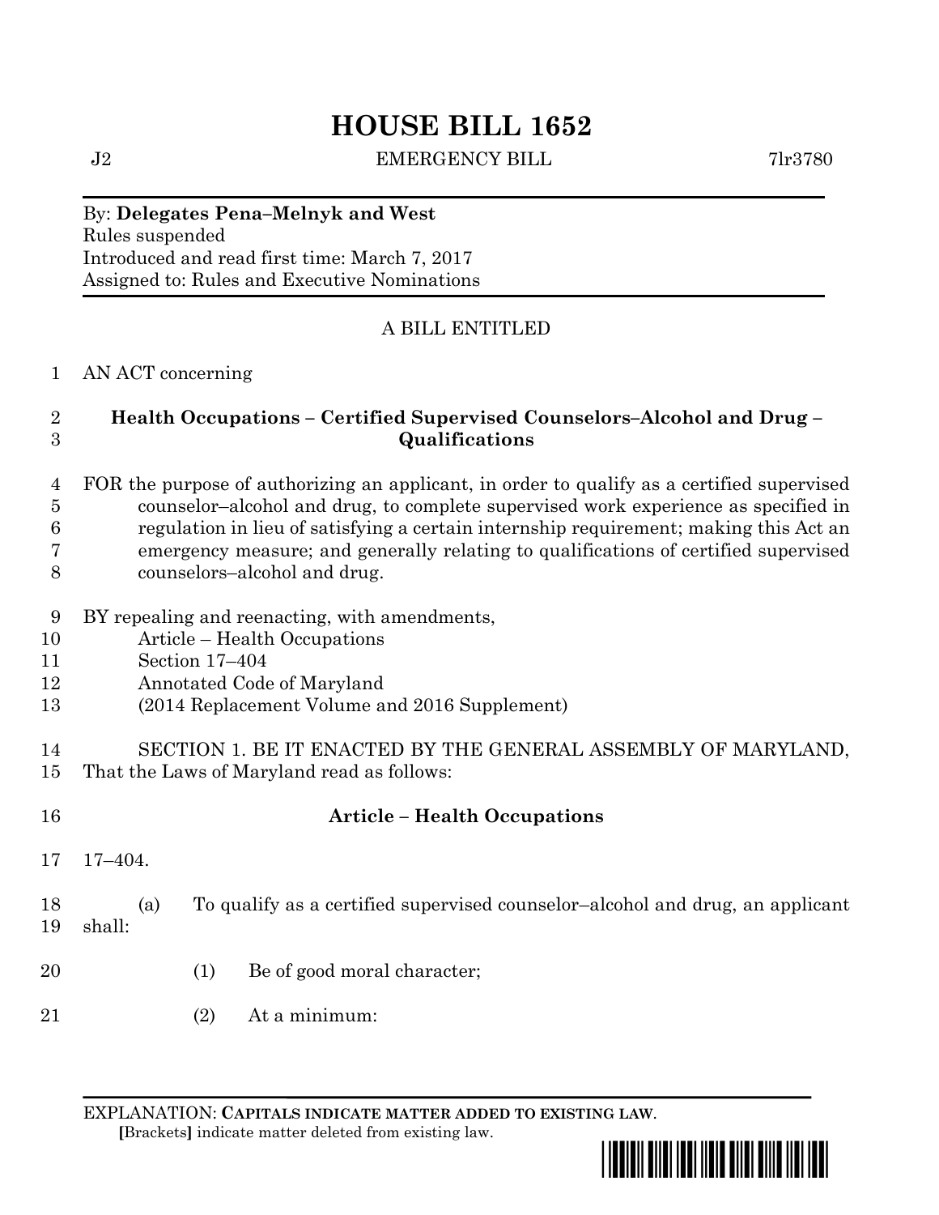# HOUSE BILL 1652

J2 EMERGENCY BILL 7lr3780

By: **Delegates Pena–Melnyk and West**
Rules suspended
Introduced and read first time: March 7, 2017
Assigned to: Rules and Executive Nominations

A BILL ENTITLED

1 AN ACT concerning

2 **Health Occupations – Certified Supervised Counselors–Alcohol and Drug –**
3 **Qualifications**

4 FOR the purpose of authorizing an applicant, in order to qualify as a certified supervised
5 counselor–alcohol and drug, to complete supervised work experience as specified in
6 regulation in lieu of satisfying a certain internship requirement; making this Act an
7 emergency measure; and generally relating to qualifications of certified supervised
8 counselors–alcohol and drug.

9 BY repealing and reenacting, with amendments,
10 Article – Health Occupations
11 Section 17–404
12 Annotated Code of Maryland
13 (2014 Replacement Volume and 2016 Supplement)

14 SECTION 1. BE IT ENACTED BY THE GENERAL ASSEMBLY OF MARYLAND,
15 That the Laws of Maryland read as follows:

16 **Article – Health Occupations**

17 17–404.

18 (a) To qualify as a certified supervised counselor–alcohol and drug, an applicant
19 shall:

20 (1) Be of good moral character;

21 (2) At a minimum:

EXPLANATION: **CAPITALS INDICATE MATTER ADDED TO EXISTING LAW.**
**[**Brackets**]** indicate matter deleted from existing law.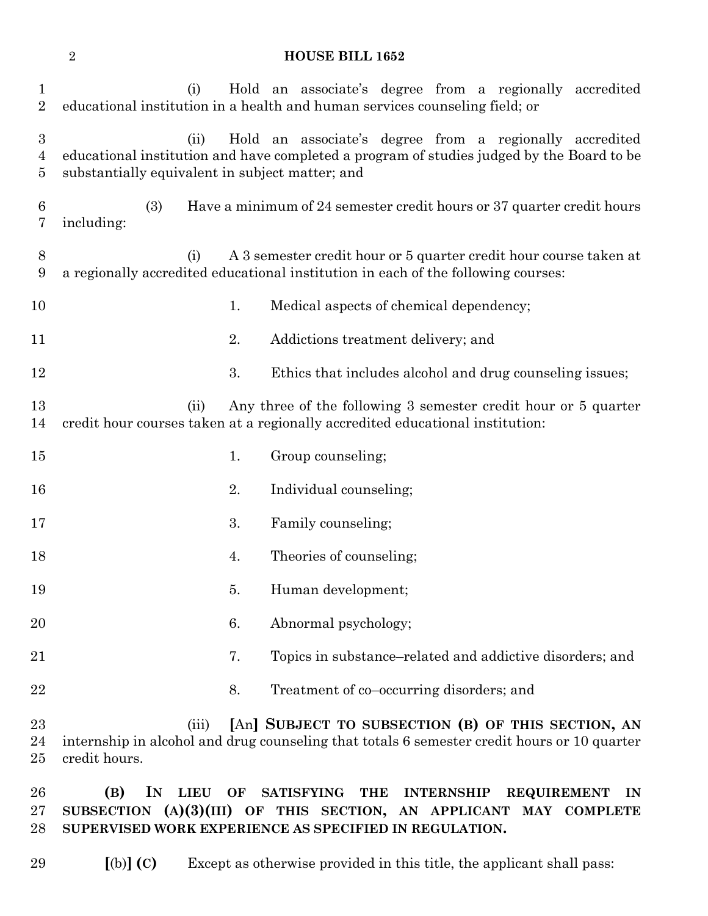(i) Hold an associate's degree from a regionally accredited educational institution in a health and human services counseling field; or

(ii) Hold an associate's degree from a regionally accredited educational institution and have completed a program of studies judged by the Board to be substantially equivalent in subject matter; and

(3) Have a minimum of 24 semester credit hours or 37 quarter credit hours including:

(i) A 3 semester credit hour or 5 quarter credit hour course taken at a regionally accredited educational institution in each of the following courses:

1. Medical aspects of chemical dependency;

2. Addictions treatment delivery; and

3. Ethics that includes alcohol and drug counseling issues;

(ii) Any three of the following 3 semester credit hour or 5 quarter credit hour courses taken at a regionally accredited educational institution:

1. Group counseling;

2. Individual counseling;

3. Family counseling;

4. Theories of counseling;

5. Human development;

6. Abnormal psychology;

7. Topics in substance–related and addictive disorders; and

8. Treatment of co–occurring disorders; and

(iii) **[**An**] SUBJECT TO SUBSECTION (B) OF THIS SECTION, AN** internship in alcohol and drug counseling that totals 6 semester credit hours or 10 quarter credit hours.

**(B) IN LIEU OF SATISFYING THE INTERNSHIP REQUIREMENT IN SUBSECTION (A)(3)(III) OF THIS SECTION, AN APPLICANT MAY COMPLETE SUPERVISED WORK EXPERIENCE AS SPECIFIED IN REGULATION.**

**[**(b)**] (C)** Except as otherwise provided in this title, the applicant shall pass: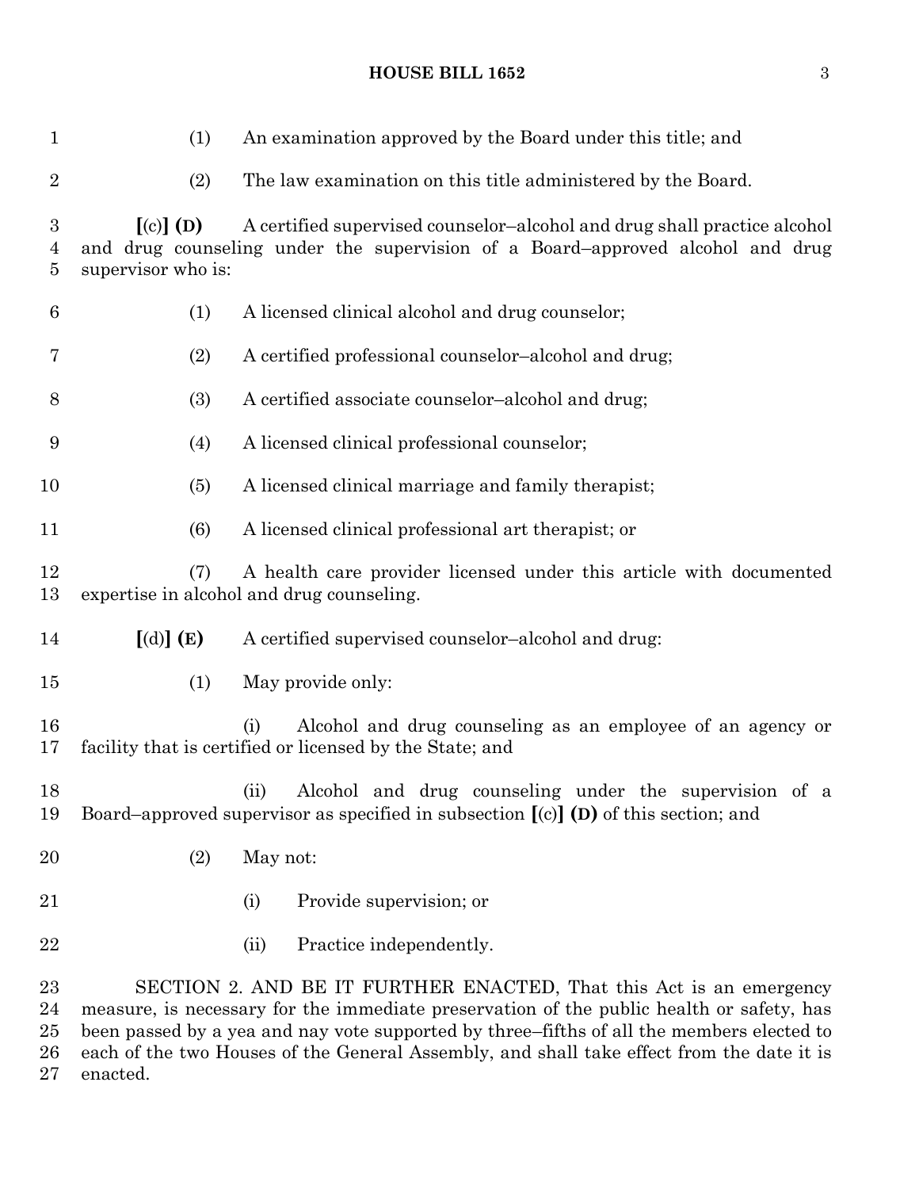(1) An examination approved by the Board under this title; and

(2) The law examination on this title administered by the Board.

[(c)] **(D)** A certified supervised counselor–alcohol and drug shall practice alcohol and drug counseling under the supervision of a Board–approved alcohol and drug supervisor who is:

(1) A licensed clinical alcohol and drug counselor;

(2) A certified professional counselor–alcohol and drug;

(3) A certified associate counselor–alcohol and drug;

(4) A licensed clinical professional counselor;

(5) A licensed clinical marriage and family therapist;

(6) A licensed clinical professional art therapist; or

(7) A health care provider licensed under this article with documented expertise in alcohol and drug counseling.

[(d)] **(E)** A certified supervised counselor–alcohol and drug:

(1) May provide only:

(i) Alcohol and drug counseling as an employee of an agency or facility that is certified or licensed by the State; and

(ii) Alcohol and drug counseling under the supervision of a Board–approved supervisor as specified in subsection [(c)] **(D)** of this section; and

(2) May not:

(i) Provide supervision; or

(ii) Practice independently.

SECTION 2. AND BE IT FURTHER ENACTED, That this Act is an emergency measure, is necessary for the immediate preservation of the public health or safety, has been passed by a yea and nay vote supported by three–fifths of all the members elected to each of the two Houses of the General Assembly, and shall take effect from the date it is enacted.